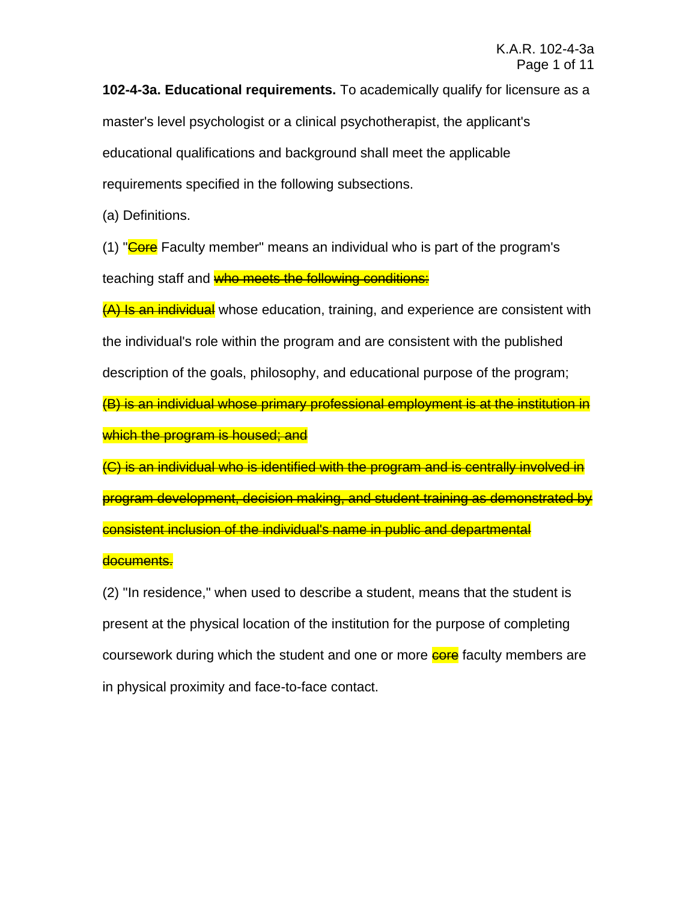**102-4-3a. Educational requirements.** To academically qualify for licensure as a master's level psychologist or a clinical psychotherapist, the applicant's educational qualifications and background shall meet the applicable requirements specified in the following subsections.

(a) Definitions.

(1) "~~Core~~ Faculty member" means an individual who is part of the program's teaching staff and ~~who meets the following conditions:~~

~~(A) Is an individual~~ whose education, training, and experience are consistent with the individual's role within the program and are consistent with the published description of the goals, philosophy, and educational purpose of the program;

~~(B) is an individual whose primary professional employment is at the institution in which the program is housed; and~~

~~(C) is an individual who is identified with the program and is centrally involved in program development, decision making, and student training as demonstrated by consistent inclusion of the individual's name in public and departmental documents.~~

(2) "In residence," when used to describe a student, means that the student is present at the physical location of the institution for the purpose of completing coursework during which the student and one or more ~~core~~ faculty members are in physical proximity and face-to-face contact.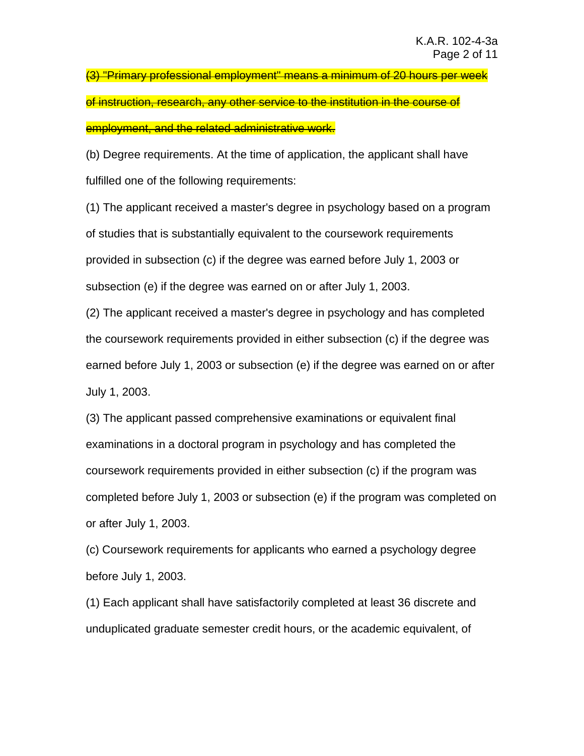~~(3) "Primary professional employment" means a minimum of 20 hours per week of instruction, research, any other service to the institution in the course of employment, and the related administrative work.~~

(b) Degree requirements. At the time of application, the applicant shall have fulfilled one of the following requirements:

(1) The applicant received a master's degree in psychology based on a program of studies that is substantially equivalent to the coursework requirements provided in subsection (c) if the degree was earned before July 1, 2003 or subsection (e) if the degree was earned on or after July 1, 2003.

(2) The applicant received a master's degree in psychology and has completed the coursework requirements provided in either subsection (c) if the degree was earned before July 1, 2003 or subsection (e) if the degree was earned on or after July 1, 2003.

(3) The applicant passed comprehensive examinations or equivalent final examinations in a doctoral program in psychology and has completed the coursework requirements provided in either subsection (c) if the program was completed before July 1, 2003 or subsection (e) if the program was completed on or after July 1, 2003.

(c) Coursework requirements for applicants who earned a psychology degree before July 1, 2003.

(1) Each applicant shall have satisfactorily completed at least 36 discrete and unduplicated graduate semester credit hours, or the academic equivalent, of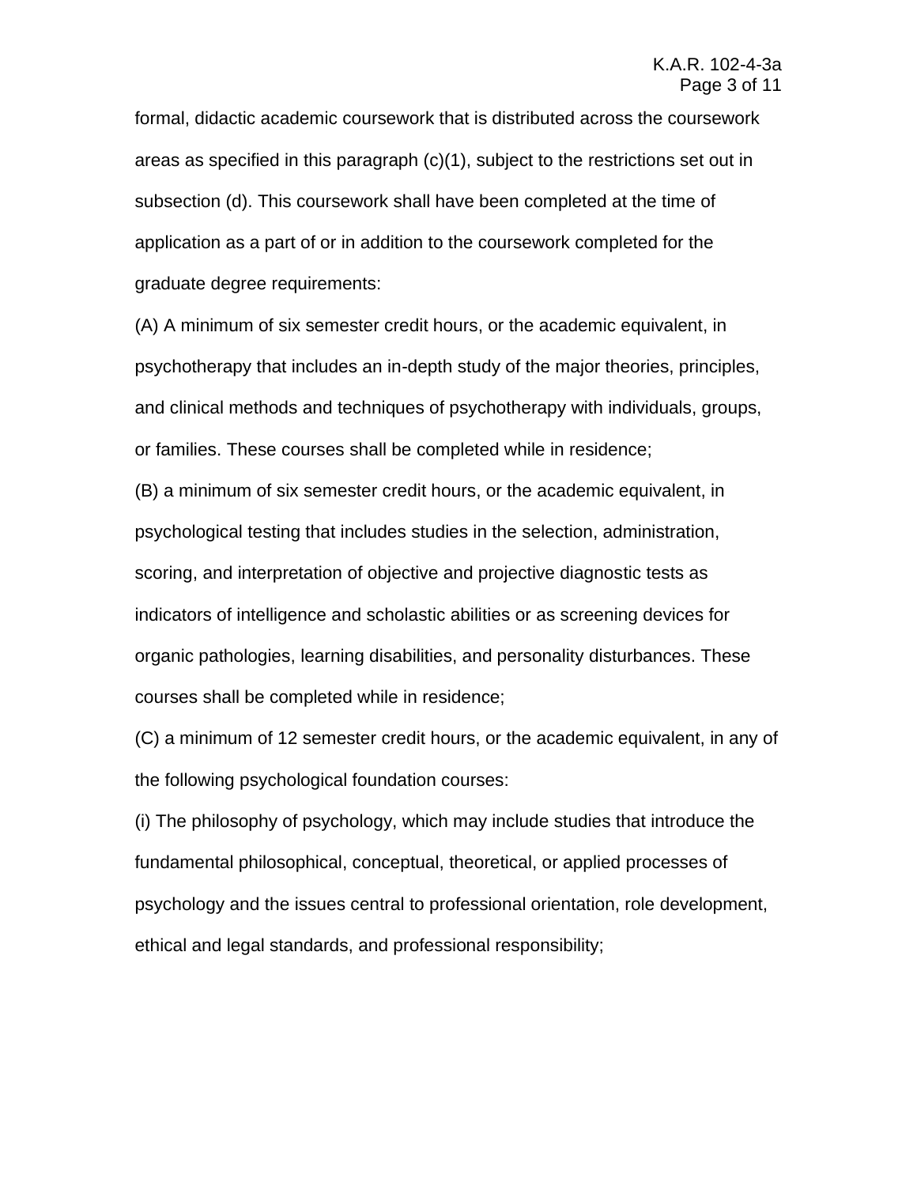formal, didactic academic coursework that is distributed across the coursework areas as specified in this paragraph (c)(1), subject to the restrictions set out in subsection (d). This coursework shall have been completed at the time of application as a part of or in addition to the coursework completed for the graduate degree requirements:

(A) A minimum of six semester credit hours, or the academic equivalent, in psychotherapy that includes an in-depth study of the major theories, principles, and clinical methods and techniques of psychotherapy with individuals, groups, or families. These courses shall be completed while in residence;

(B) a minimum of six semester credit hours, or the academic equivalent, in psychological testing that includes studies in the selection, administration, scoring, and interpretation of objective and projective diagnostic tests as indicators of intelligence and scholastic abilities or as screening devices for organic pathologies, learning disabilities, and personality disturbances. These courses shall be completed while in residence;

(C) a minimum of 12 semester credit hours, or the academic equivalent, in any of the following psychological foundation courses:

(i) The philosophy of psychology, which may include studies that introduce the fundamental philosophical, conceptual, theoretical, or applied processes of psychology and the issues central to professional orientation, role development, ethical and legal standards, and professional responsibility;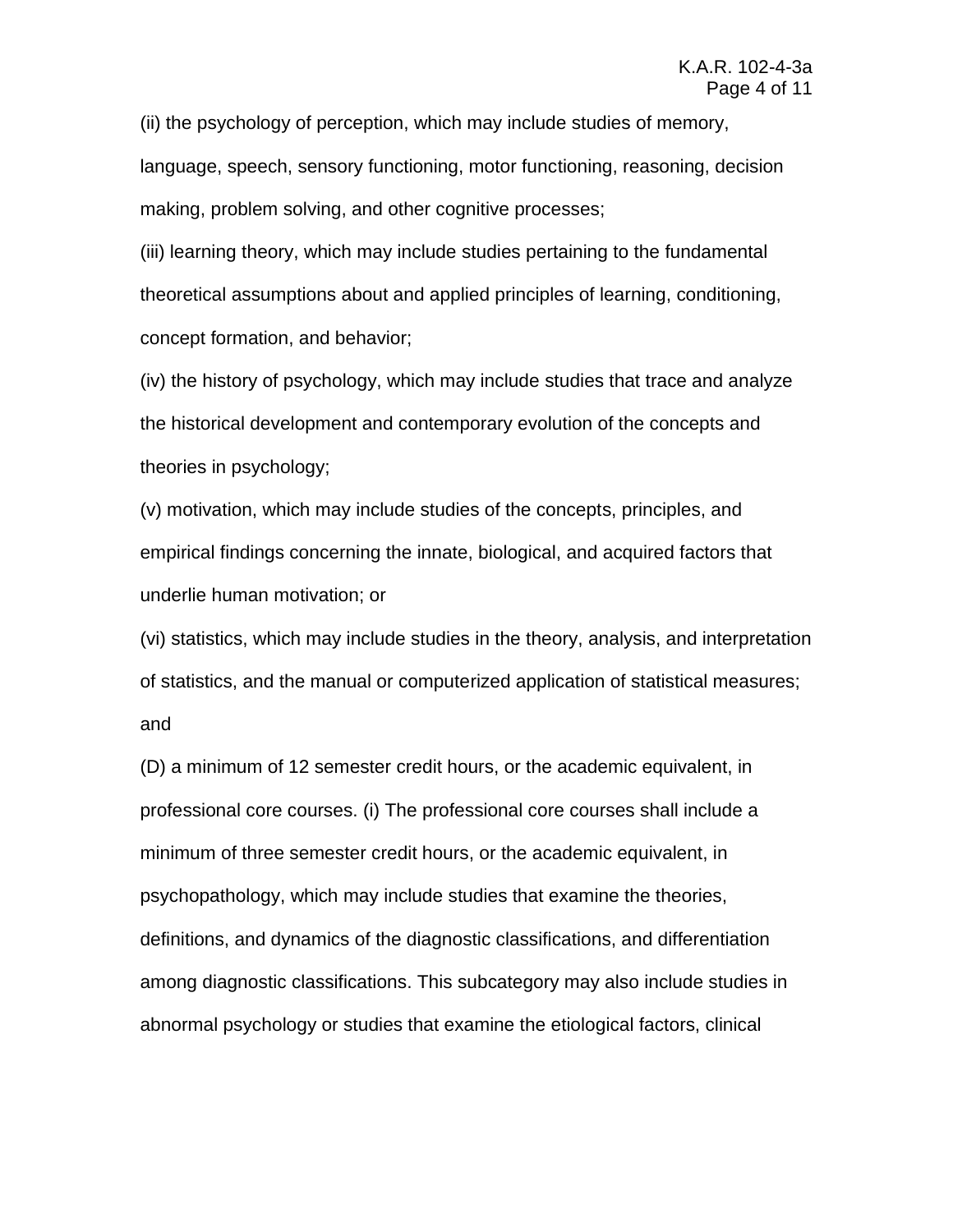(ii) the psychology of perception, which may include studies of memory, language, speech, sensory functioning, motor functioning, reasoning, decision making, problem solving, and other cognitive processes;

(iii) learning theory, which may include studies pertaining to the fundamental theoretical assumptions about and applied principles of learning, conditioning, concept formation, and behavior;

(iv) the history of psychology, which may include studies that trace and analyze the historical development and contemporary evolution of the concepts and theories in psychology;

(v) motivation, which may include studies of the concepts, principles, and empirical findings concerning the innate, biological, and acquired factors that underlie human motivation; or

(vi) statistics, which may include studies in the theory, analysis, and interpretation of statistics, and the manual or computerized application of statistical measures; and

(D) a minimum of 12 semester credit hours, or the academic equivalent, in professional core courses. (i) The professional core courses shall include a minimum of three semester credit hours, or the academic equivalent, in psychopathology, which may include studies that examine the theories, definitions, and dynamics of the diagnostic classifications, and differentiation among diagnostic classifications. This subcategory may also include studies in abnormal psychology or studies that examine the etiological factors, clinical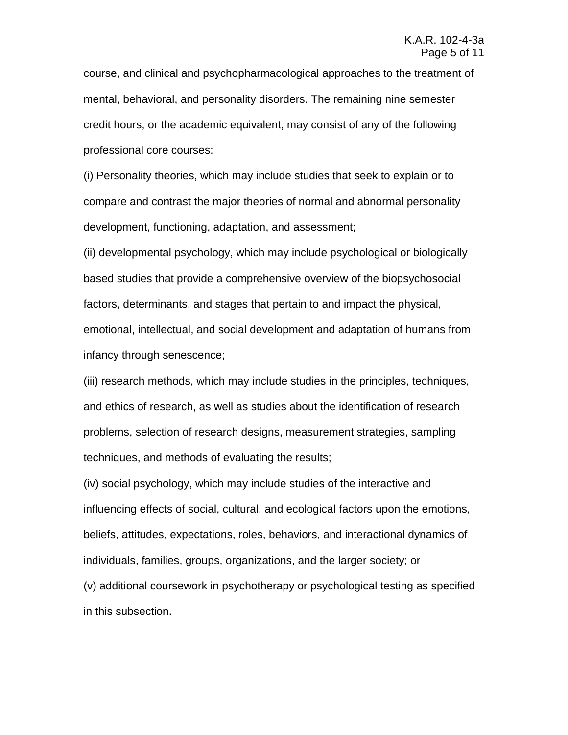course, and clinical and psychopharmacological approaches to the treatment of mental, behavioral, and personality disorders. The remaining nine semester credit hours, or the academic equivalent, may consist of any of the following professional core courses:

(i) Personality theories, which may include studies that seek to explain or to compare and contrast the major theories of normal and abnormal personality development, functioning, adaptation, and assessment;

(ii) developmental psychology, which may include psychological or biologically based studies that provide a comprehensive overview of the biopsychosocial factors, determinants, and stages that pertain to and impact the physical, emotional, intellectual, and social development and adaptation of humans from infancy through senescence;

(iii) research methods, which may include studies in the principles, techniques, and ethics of research, as well as studies about the identification of research problems, selection of research designs, measurement strategies, sampling techniques, and methods of evaluating the results;

(iv) social psychology, which may include studies of the interactive and influencing effects of social, cultural, and ecological factors upon the emotions, beliefs, attitudes, expectations, roles, behaviors, and interactional dynamics of individuals, families, groups, organizations, and the larger society; or

(v) additional coursework in psychotherapy or psychological testing as specified in this subsection.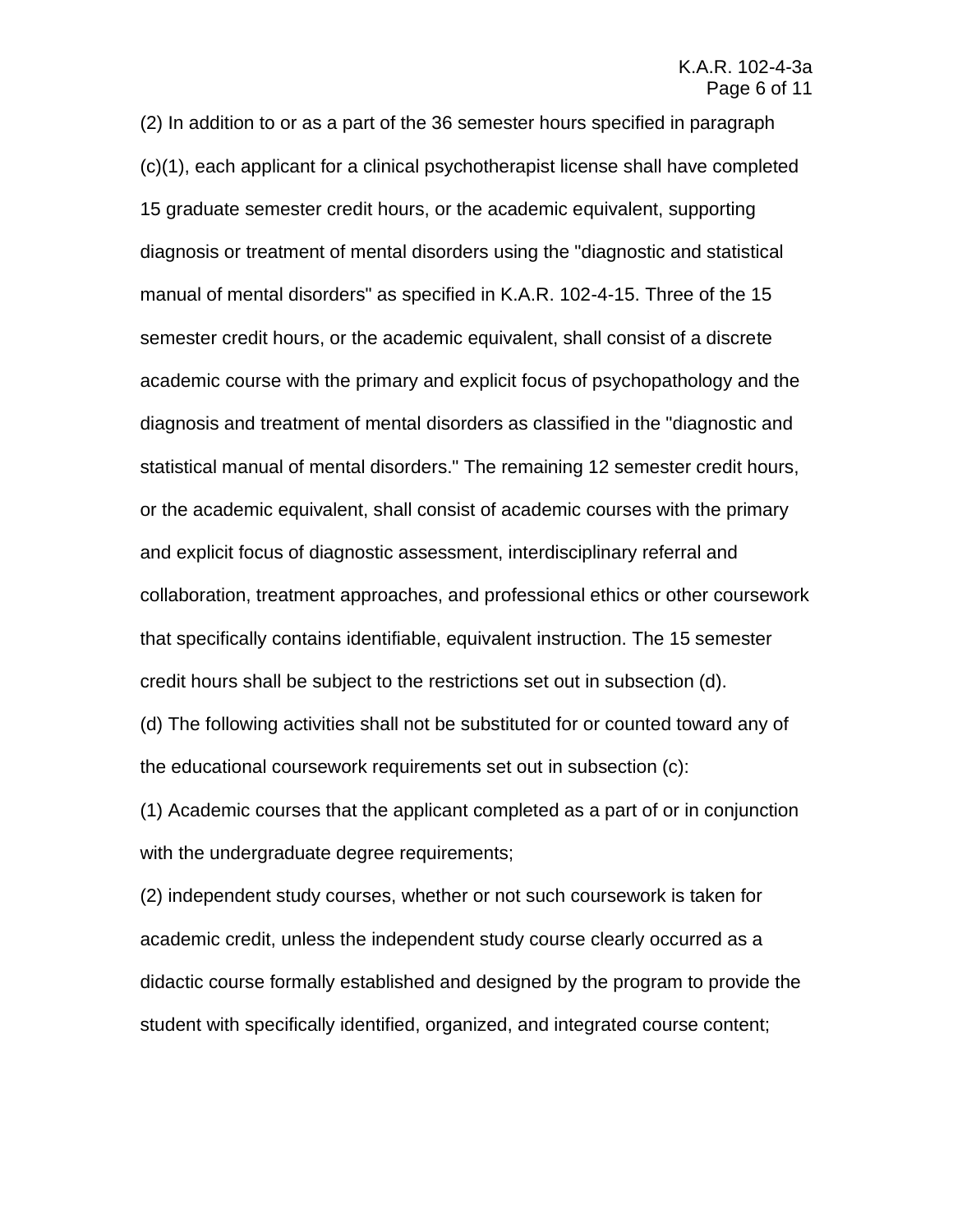(2) In addition to or as a part of the 36 semester hours specified in paragraph (c)(1), each applicant for a clinical psychotherapist license shall have completed 15 graduate semester credit hours, or the academic equivalent, supporting diagnosis or treatment of mental disorders using the "diagnostic and statistical manual of mental disorders" as specified in K.A.R. 102-4-15. Three of the 15 semester credit hours, or the academic equivalent, shall consist of a discrete academic course with the primary and explicit focus of psychopathology and the diagnosis and treatment of mental disorders as classified in the "diagnostic and statistical manual of mental disorders." The remaining 12 semester credit hours, or the academic equivalent, shall consist of academic courses with the primary and explicit focus of diagnostic assessment, interdisciplinary referral and collaboration, treatment approaches, and professional ethics or other coursework that specifically contains identifiable, equivalent instruction. The 15 semester credit hours shall be subject to the restrictions set out in subsection (d).

(d) The following activities shall not be substituted for or counted toward any of the educational coursework requirements set out in subsection (c):

(1) Academic courses that the applicant completed as a part of or in conjunction with the undergraduate degree requirements;

(2) independent study courses, whether or not such coursework is taken for academic credit, unless the independent study course clearly occurred as a didactic course formally established and designed by the program to provide the student with specifically identified, organized, and integrated course content;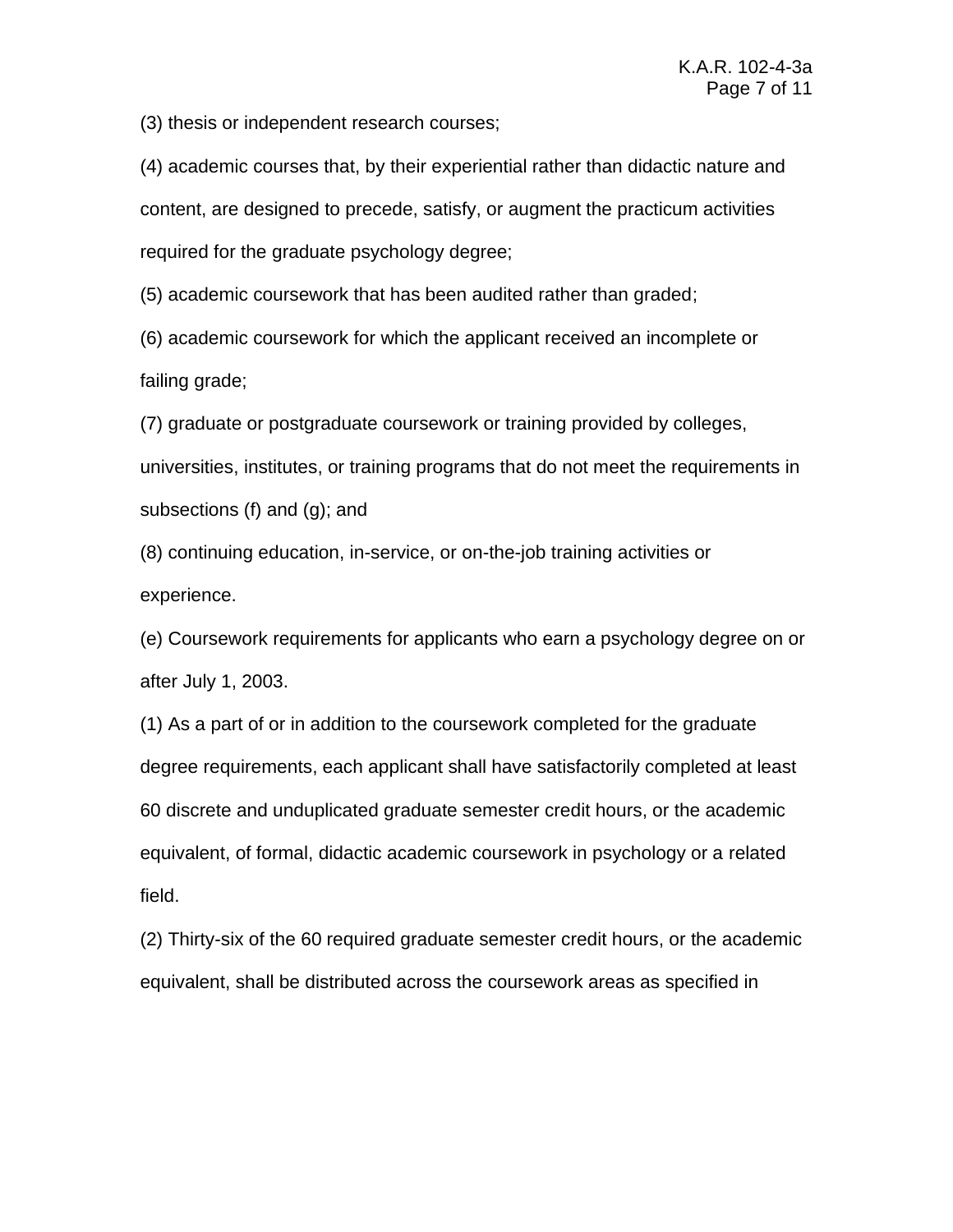(3) thesis or independent research courses;

(4) academic courses that, by their experiential rather than didactic nature and content, are designed to precede, satisfy, or augment the practicum activities required for the graduate psychology degree;

(5) academic coursework that has been audited rather than graded;

(6) academic coursework for which the applicant received an incomplete or failing grade;

(7) graduate or postgraduate coursework or training provided by colleges, universities, institutes, or training programs that do not meet the requirements in subsections (f) and (g); and

(8) continuing education, in-service, or on-the-job training activities or experience.

(e) Coursework requirements for applicants who earn a psychology degree on or after July 1, 2003.

(1) As a part of or in addition to the coursework completed for the graduate degree requirements, each applicant shall have satisfactorily completed at least 60 discrete and unduplicated graduate semester credit hours, or the academic equivalent, of formal, didactic academic coursework in psychology or a related field.

(2) Thirty-six of the 60 required graduate semester credit hours, or the academic equivalent, shall be distributed across the coursework areas as specified in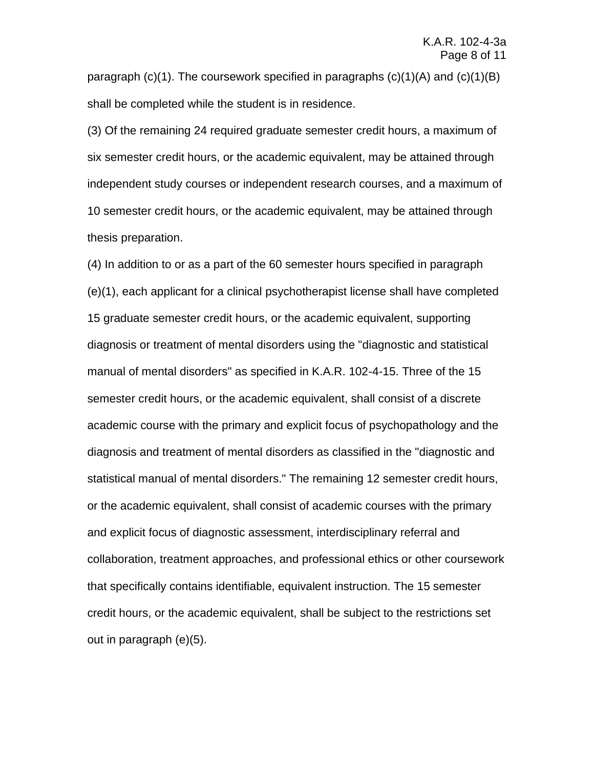paragraph (c)(1). The coursework specified in paragraphs (c)(1)(A) and (c)(1)(B) shall be completed while the student is in residence.

(3) Of the remaining 24 required graduate semester credit hours, a maximum of six semester credit hours, or the academic equivalent, may be attained through independent study courses or independent research courses, and a maximum of 10 semester credit hours, or the academic equivalent, may be attained through thesis preparation.

(4) In addition to or as a part of the 60 semester hours specified in paragraph (e)(1), each applicant for a clinical psychotherapist license shall have completed 15 graduate semester credit hours, or the academic equivalent, supporting diagnosis or treatment of mental disorders using the "diagnostic and statistical manual of mental disorders" as specified in K.A.R. 102-4-15. Three of the 15 semester credit hours, or the academic equivalent, shall consist of a discrete academic course with the primary and explicit focus of psychopathology and the diagnosis and treatment of mental disorders as classified in the "diagnostic and statistical manual of mental disorders." The remaining 12 semester credit hours, or the academic equivalent, shall consist of academic courses with the primary and explicit focus of diagnostic assessment, interdisciplinary referral and collaboration, treatment approaches, and professional ethics or other coursework that specifically contains identifiable, equivalent instruction. The 15 semester credit hours, or the academic equivalent, shall be subject to the restrictions set out in paragraph (e)(5).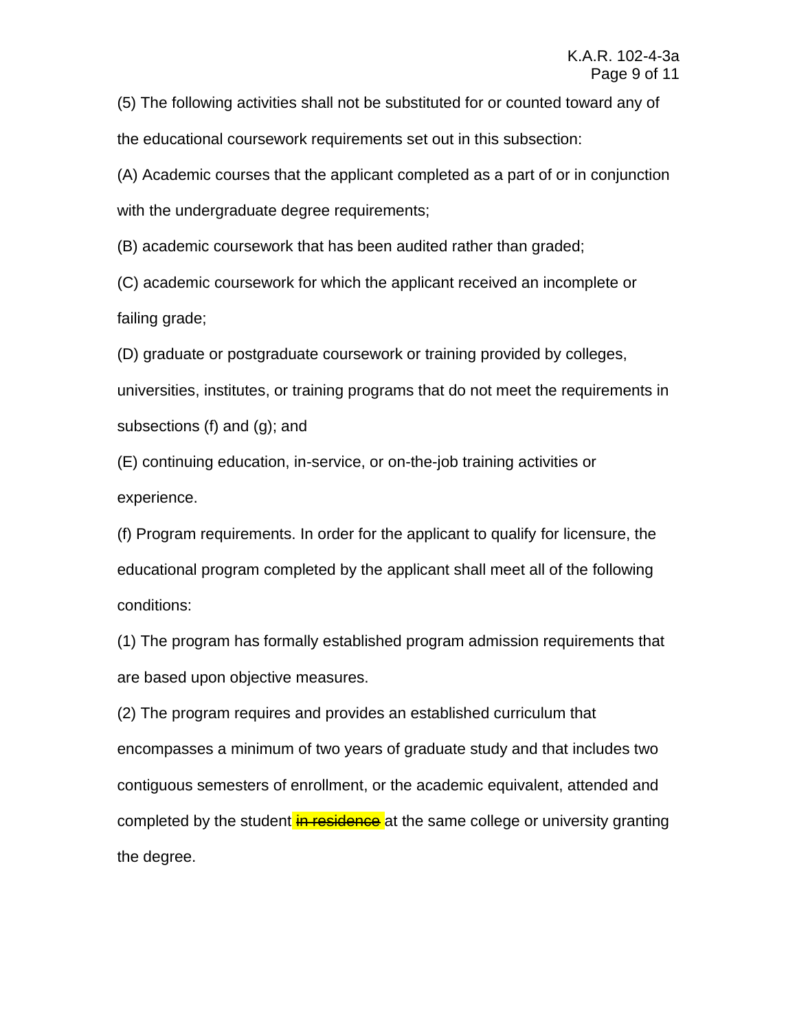(5) The following activities shall not be substituted for or counted toward any of the educational coursework requirements set out in this subsection:

(A) Academic courses that the applicant completed as a part of or in conjunction with the undergraduate degree requirements;

(B) academic coursework that has been audited rather than graded;

(C) academic coursework for which the applicant received an incomplete or failing grade;

(D) graduate or postgraduate coursework or training provided by colleges, universities, institutes, or training programs that do not meet the requirements in subsections (f) and (g); and

(E) continuing education, in-service, or on-the-job training activities or experience.

(f) Program requirements. In order for the applicant to qualify for licensure, the educational program completed by the applicant shall meet all of the following conditions:

(1) The program has formally established program admission requirements that are based upon objective measures.

(2) The program requires and provides an established curriculum that encompasses a minimum of two years of graduate study and that includes two contiguous semesters of enrollment, or the academic equivalent, attended and completed by the student ~~in residence~~ at the same college or university granting the degree.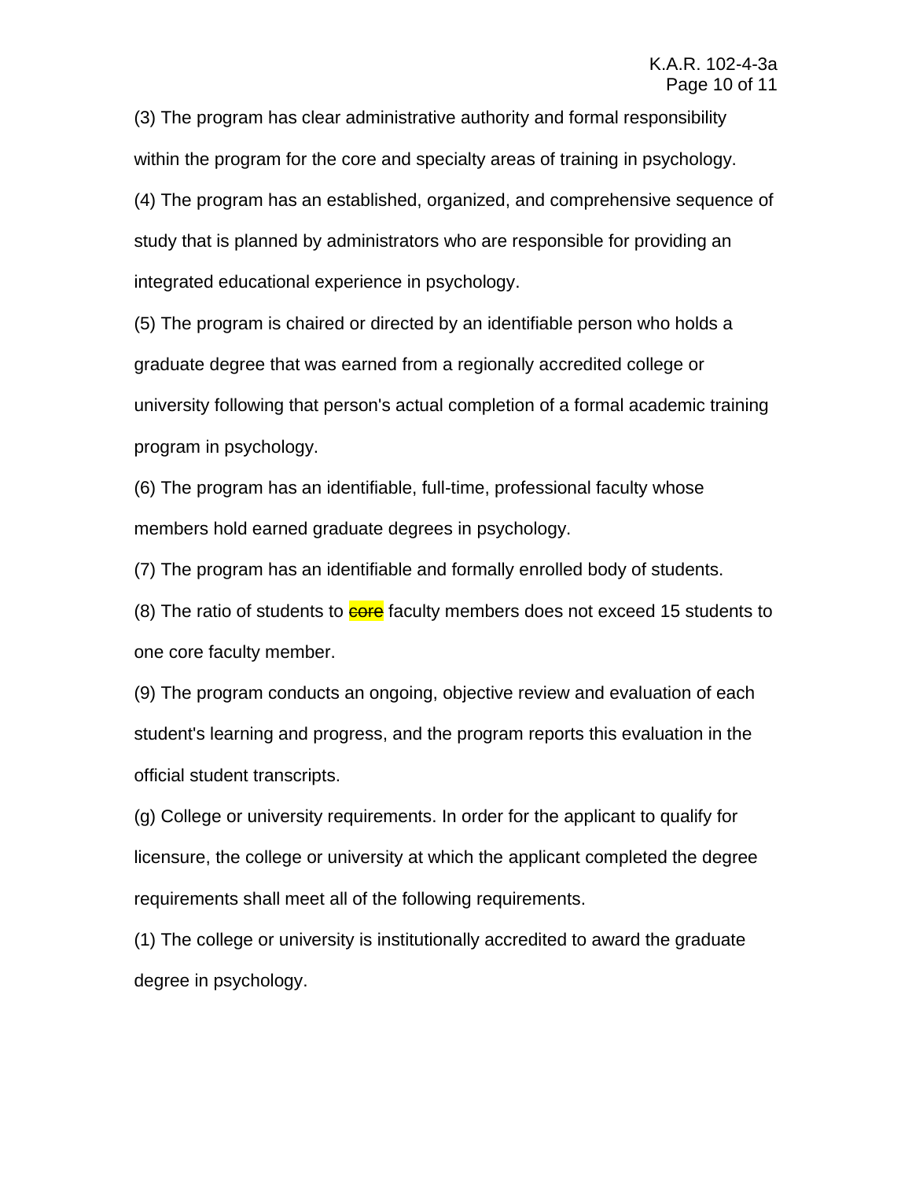(3) The program has clear administrative authority and formal responsibility within the program for the core and specialty areas of training in psychology.

(4) The program has an established, organized, and comprehensive sequence of study that is planned by administrators who are responsible for providing an integrated educational experience in psychology.

(5) The program is chaired or directed by an identifiable person who holds a graduate degree that was earned from a regionally accredited college or university following that person's actual completion of a formal academic training program in psychology.

(6) The program has an identifiable, full-time, professional faculty whose members hold earned graduate degrees in psychology.

(7) The program has an identifiable and formally enrolled body of students.

(8) The ratio of students to ~~core~~ faculty members does not exceed 15 students to one core faculty member.

(9) The program conducts an ongoing, objective review and evaluation of each student's learning and progress, and the program reports this evaluation in the official student transcripts.

(g) College or university requirements. In order for the applicant to qualify for licensure, the college or university at which the applicant completed the degree requirements shall meet all of the following requirements.

(1) The college or university is institutionally accredited to award the graduate degree in psychology.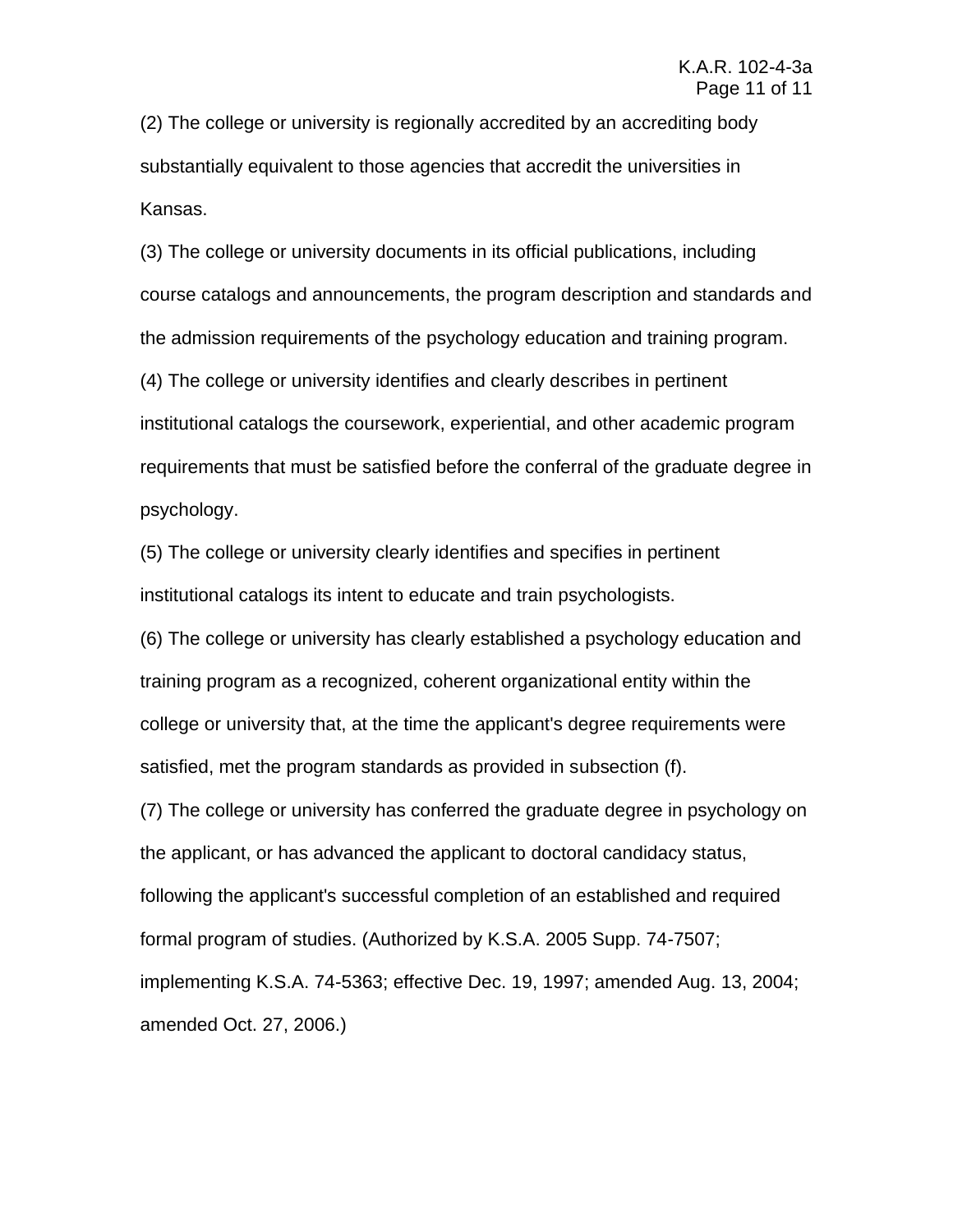(2) The college or university is regionally accredited by an accrediting body substantially equivalent to those agencies that accredit the universities in Kansas.

(3) The college or university documents in its official publications, including course catalogs and announcements, the program description and standards and the admission requirements of the psychology education and training program.

(4) The college or university identifies and clearly describes in pertinent institutional catalogs the coursework, experiential, and other academic program requirements that must be satisfied before the conferral of the graduate degree in psychology.

(5) The college or university clearly identifies and specifies in pertinent institutional catalogs its intent to educate and train psychologists.

(6) The college or university has clearly established a psychology education and training program as a recognized, coherent organizational entity within the college or university that, at the time the applicant's degree requirements were satisfied, met the program standards as provided in subsection (f).

(7) The college or university has conferred the graduate degree in psychology on the applicant, or has advanced the applicant to doctoral candidacy status, following the applicant's successful completion of an established and required formal program of studies. (Authorized by K.S.A. 2005 Supp. 74-7507; implementing K.S.A. 74-5363; effective Dec. 19, 1997; amended Aug. 13, 2004; amended Oct. 27, 2006.)